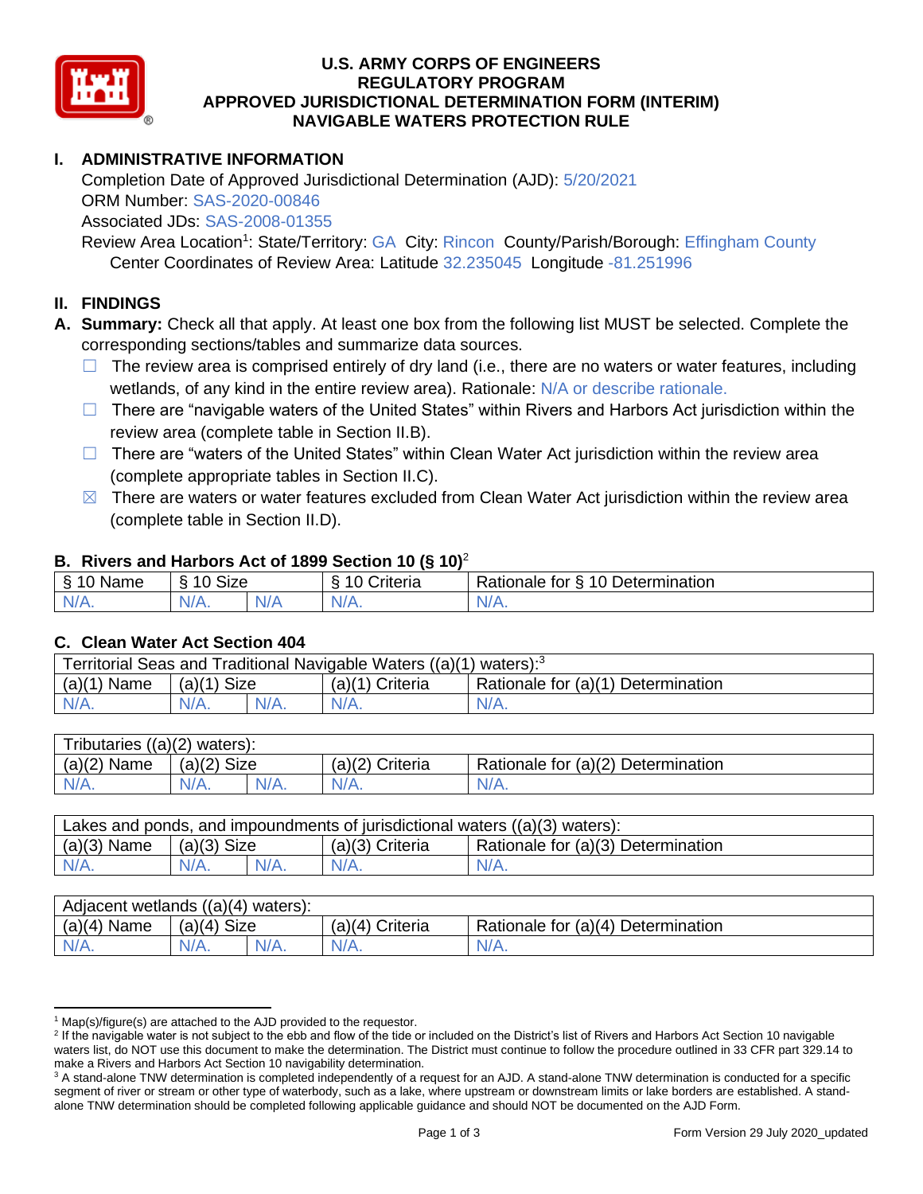# U.S. ARMY CORPS OF ENGINEERS
# REGULATORY PROGRAM
# APPROVED JURISDICTIONAL DETERMINATION FORM (INTERIM)
# NAVIGABLE WATERS PROTECTION RULE

## I. ADMINISTRATIVE INFORMATION

Completion Date of Approved Jurisdictional Determination (AJD): 5/20/2021
ORM Number: SAS-2020-00846
Associated JDs: SAS-2008-01355
Review Area Location[1]: State/Territory: GA City: Rincon County/Parish/Borough: Effingham County
Center Coordinates of Review Area: Latitude 32.235045 Longitude -81.251996

## II. FINDINGS

**A. Summary:** Check all that apply. At least one box from the following list MUST be selected. Complete the corresponding sections/tables and summarize data sources.

- ☐ The review area is comprised entirely of dry land (i.e., there are no waters or water features, including wetlands, of any kind in the entire review area). Rationale: N/A or describe rationale.
- ☐ There are "navigable waters of the United States" within Rivers and Harbors Act jurisdiction within the review area (complete table in Section II.B).
- ☐ There are "waters of the United States" within Clean Water Act jurisdiction within the review area (complete appropriate tables in Section II.C).
- ☒ There are waters or water features excluded from Clean Water Act jurisdiction within the review area (complete table in Section II.D).

### B. Rivers and Harbors Act of 1899 Section 10 (§ 10)[2]

| § 10 Name | § 10 Size | | § 10 Criteria | Rationale for § 10 Determination |
|---|---|---|---|---|
| N/A. | N/A. | N/A | N/A. | N/A. |

### C. Clean Water Act Section 404

| Territorial Seas and Traditional Navigable Waters ((a)(1) waters):[3] | | | | |
|---|---|---|---|---|
| (a)(1) Name | (a)(1) Size | | (a)(1) Criteria | Rationale for (a)(1) Determination |
| N/A. | N/A. | N/A. | N/A. | N/A. |

| Tributaries ((a)(2) waters): | | | | |
|---|---|---|---|---|
| (a)(2) Name | (a)(2) Size | | (a)(2) Criteria | Rationale for (a)(2) Determination |
| N/A. | N/A. | N/A. | N/A. | N/A. |

| Lakes and ponds, and impoundments of jurisdictional waters ((a)(3) waters): | | | | |
|---|---|---|---|---|
| (a)(3) Name | (a)(3) Size | | (a)(3) Criteria | Rationale for (a)(3) Determination |
| N/A. | N/A. | N/A. | N/A. | N/A. |

| Adjacent wetlands ((a)(4) waters): | | | | |
|---|---|---|---|---|
| (a)(4) Name | (a)(4) Size | | (a)(4) Criteria | Rationale for (a)(4) Determination |
| N/A. | N/A. | N/A. | N/A. | N/A. |

---

[1] Map(s)/figure(s) are attached to the AJD provided to the requestor.

[2] If the navigable water is not subject to the ebb and flow of the tide or included on the District's list of Rivers and Harbors Act Section 10 navigable waters list, do NOT use this document to make the determination. The District must continue to follow the procedure outlined in 33 CFR part 329.14 to make a Rivers and Harbors Act Section 10 navigability determination.

[3] A stand-alone TNW determination is completed independently of a request for an AJD. A stand-alone TNW determination is conducted for a specific segment of river or stream or other type of waterbody, such as a lake, where upstream or downstream limits or lake borders are established. A stand-alone TNW determination should be completed following applicable guidance and should NOT be documented on the AJD Form.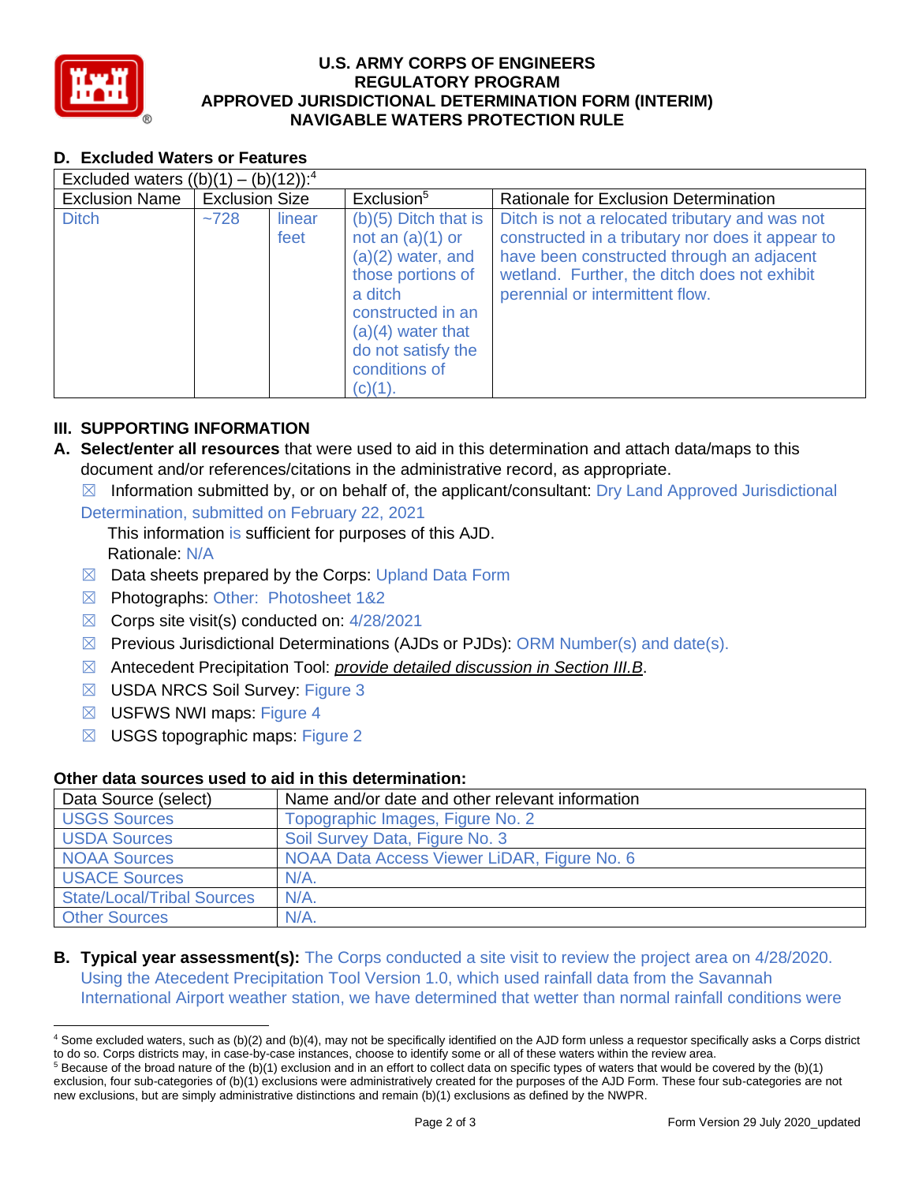### D. Excluded Waters or Features

| Excluded waters ((b)(1) – (b)(12)):[4] | | | | |
|---|---|---|---|---|
| Exclusion Name | Exclusion Size | | Exclusion[5] | Rationale for Exclusion Determination |
| Ditch | ~728 | linear feet | (b)(5) Ditch that is not an (a)(1) or (a)(2) water, and those portions of a ditch constructed in an (a)(4) water that do not satisfy the conditions of (c)(1). | Ditch is not a relocated tributary and was not constructed in a tributary nor does it appear to have been constructed through an adjacent wetland. Further, the ditch does not exhibit perennial or intermittent flow. |

## III. SUPPORTING INFORMATION

**A. Select/enter all resources** that were used to aid in this determination and attach data/maps to this document and/or references/citations in the administrative record, as appropriate.

☒ Information submitted by, or on behalf of, the applicant/consultant: Dry Land Approved Jurisdictional Determination, submitted on February 22, 2021

This information is sufficient for purposes of this AJD.
Rationale: N/A

☒ Data sheets prepared by the Corps: Upland Data Form

☒ Photographs: Other: Photosheet 1&2

☒ Corps site visit(s) conducted on: 4/28/2021

☒ Previous Jurisdictional Determinations (AJDs or PJDs): ORM Number(s) and date(s).

☒ Antecedent Precipitation Tool: *provide detailed discussion in Section III.B*.

☒ USDA NRCS Soil Survey: Figure 3

☒ USFWS NWI maps: Figure 4

☒ USGS topographic maps: Figure 2

### Other data sources used to aid in this determination:

| Data Source (select) | Name and/or date and other relevant information |
|---|---|
| USGS Sources | Topographic Images, Figure No. 2 |
| USDA Sources | Soil Survey Data, Figure No. 3 |
| NOAA Sources | NOAA Data Access Viewer LiDAR, Figure No. 6 |
| USACE Sources | N/A. |
| State/Local/Tribal Sources | N/A. |
| Other Sources | N/A. |

**B. Typical year assessment(s):** The Corps conducted a site visit to review the project area on 4/28/2020. Using the Atecedent Precipitation Tool Version 1.0, which used rainfall data from the Savannah International Airport weather station, we have determined that wetter than normal rainfall conditions were

---

[4] Some excluded waters, such as (b)(2) and (b)(4), may not be specifically identified on the AJD form unless a requestor specifically asks a Corps district to do so. Corps districts may, in case-by-case instances, choose to identify some or all of these waters within the review area.

[5] Because of the broad nature of the (b)(1) exclusion and in an effort to collect data on specific types of waters that would be covered by the (b)(1) exclusion, four sub-categories of (b)(1) exclusions were administratively created for the purposes of the AJD Form. These four sub-categories are not new exclusions, but are simply administrative distinctions and remain (b)(1) exclusions as defined by the NWPR.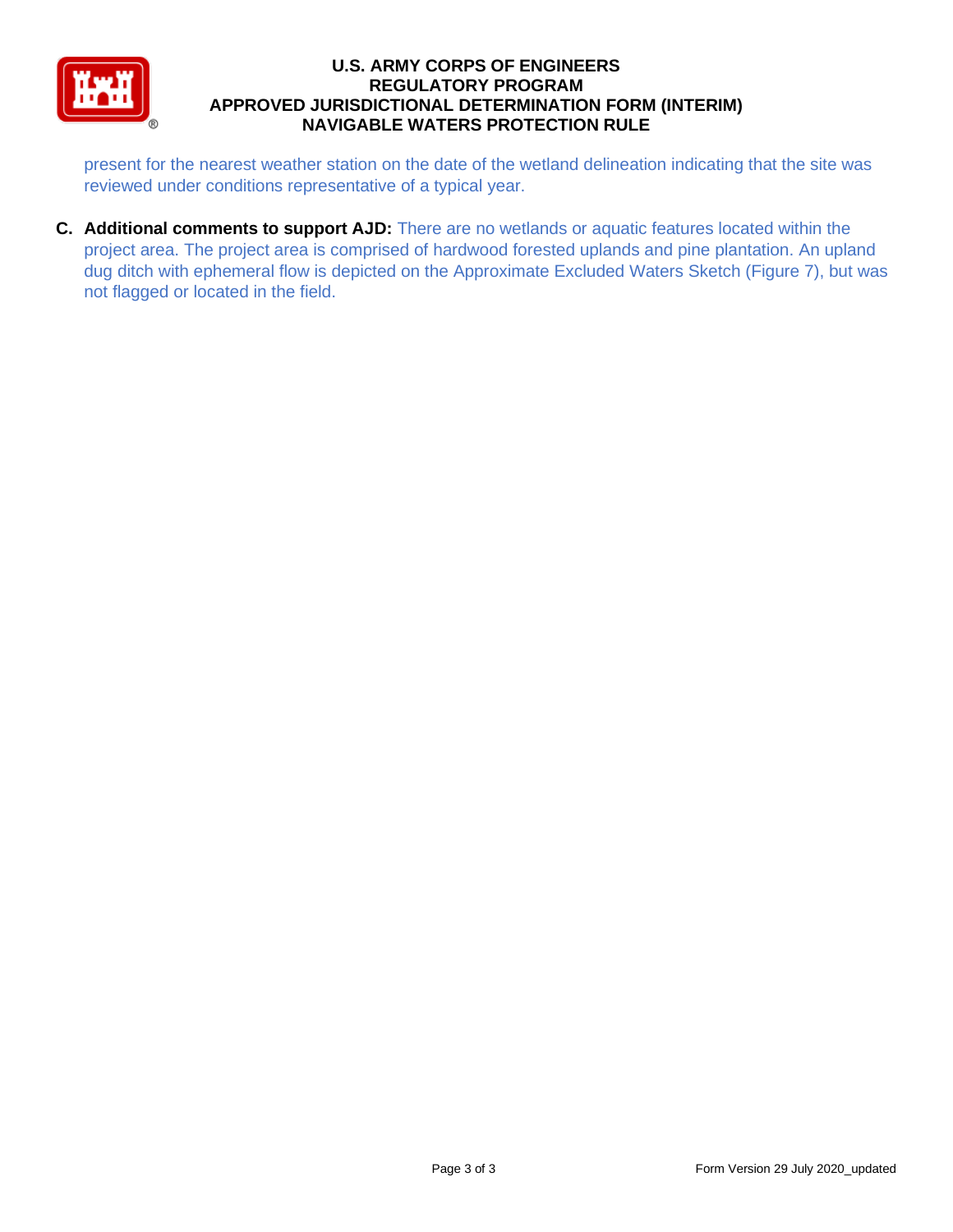present for the nearest weather station on the date of the wetland delineation indicating that the site was reviewed under conditions representative of a typical year.

**C. Additional comments to support AJD:** There are no wetlands or aquatic features located within the project area. The project area is comprised of hardwood forested uplands and pine plantation. An upland dug ditch with ephemeral flow is depicted on the Approximate Excluded Waters Sketch (Figure 7), but was not flagged or located in the field.